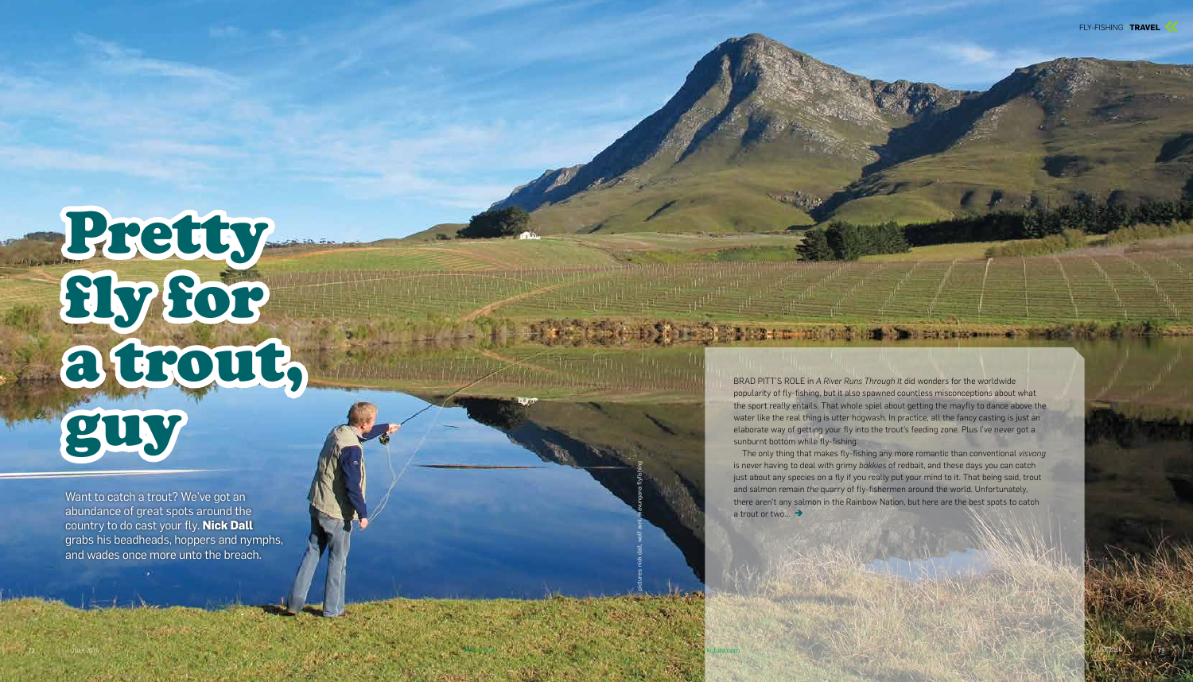# Pretty fly for a trout, guy

Want to catch a trout? We've got an abundance of great spots around the country to do cast your fly. **Nick Dall** grabs his beadheads, hoppers and nymphs, and wades once more unto the breach.

pictures: nick dall, wolf avni/mavungana flyfishing

BRAD PITT'S ROLE in *A River Runs Through It* did wonders for the worldwide popularity of fly-fishing, but it also spawned countless misconceptions about what the sport really entails. That whole spiel about getting the mayfly to dance above the water like the real thing is utter hogwash. In practice, all the fancy casting is just an elaborate way of getting your fly into the trout's feeding zone. Plus I've never got a sunburnt bottom while fly-fishing.

The only thing that makes fly-fishing any more romantic than conventional *visvang* is never having to deal with grimy *bokkies* of redbait, and these days you can catch just about any species on a fly if you really put your mind to it. That being said, trout and salmon remain *the* quarry of fly-fishermen around the world. Unfortunately, there aren't any salmon in the Rainbow Nation, but here are the best spots to catch a trout or two... ➔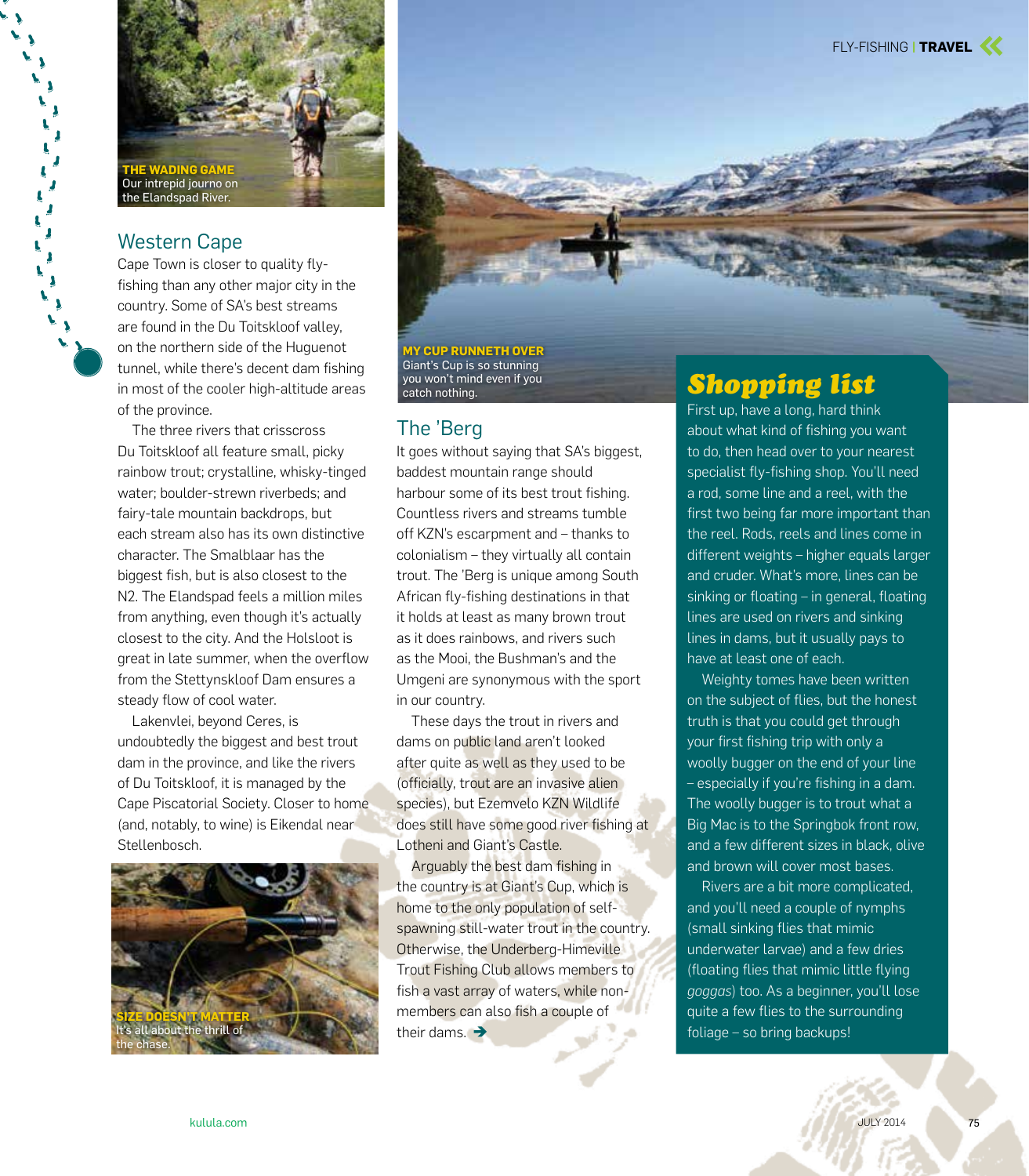**THE WADING GAME** Our intrepid journo on the Elandspad River.

## Western Cape

Cape Town is closer to quality fly-fishing than any other major city in the country. Some of SA's best streams are found in the Du Toitskloof valley, on the northern side of the Huguenot tunnel, while there's decent dam fishing in most of the cooler high-altitude areas of the province.

The three rivers that crisscross Du Toitskloof all feature small, picky rainbow trout; crystalline, whisky-tinged water; boulder-strewn riverbeds; and fairy-tale mountain backdrops, but each stream also has its own distinctive character. The Smalblaar has the biggest fish, but is also closest to the N2. The Elandspad feels a million miles from anything, even though it's actually closest to the city. And the Holsloot is great in late summer, when the overflow from the Stettynskloof Dam ensures a steady flow of cool water.

Lakenvlei, beyond Ceres, is undoubtedly the biggest and best trout dam in the province, and like the rivers of Du Toitskloof, it is managed by the Cape Piscatorial Society. Closer to home (and, notably, to wine) is Eikendal near Stellenbosch.

**SIZE DOESN'T MATTER** It's all about the thrill of the chase.

**MY CUP RUNNETH OVER** Giant's Cup is so stunning you won't mind even if you catch nothing.

## The 'Berg

It goes without saying that SA's biggest, baddest mountain range should harbour some of its best trout fishing. Countless rivers and streams tumble off KZN's escarpment and – thanks to colonialism – they virtually all contain trout. The 'Berg is unique among South African fly-fishing destinations in that it holds at least as many brown trout as it does rainbows, and rivers such as the Mooi, the Bushman's and the Umgeni are synonymous with the sport in our country.

These days the trout in rivers and dams on public land aren't looked after quite as well as they used to be (officially, trout are an invasive alien species), but Ezemvelo KZN Wildlife does still have some good river fishing at Lotheni and Giant's Castle.

Arguably the best dam fishing in the country is at Giant's Cup, which is home to the only population of self-spawning still-water trout in the country. Otherwise, the Underberg-Himeville Trout Fishing Club allows members to fish a vast array of waters, while non-members can also fish a couple of their dams. ➔

## Shopping list

First up, have a long, hard think about what kind of fishing you want to do, then head over to your nearest specialist fly-fishing shop. You'll need a rod, some line and a reel, with the first two being far more important than the reel. Rods, reels and lines come in different weights – higher equals larger and cruder. What's more, lines can be sinking or floating – in general, floating lines are used on rivers and sinking lines in dams, but it usually pays to have at least one of each.

Weighty tomes have been written on the subject of flies, but the honest truth is that you could get through your first fishing trip with only a woolly bugger on the end of your line – especially if you're fishing in a dam. The woolly bugger is to trout what a Big Mac is to the Springbok front row, and a few different sizes in black, olive and brown will cover most bases.

Rivers are a bit more complicated, and you'll need a couple of nymphs (small sinking flies that mimic underwater larvae) and a few dries (floating flies that mimic little flying *goggas*) too. As a beginner, you'll lose quite a few flies to the surrounding foliage – so bring backups!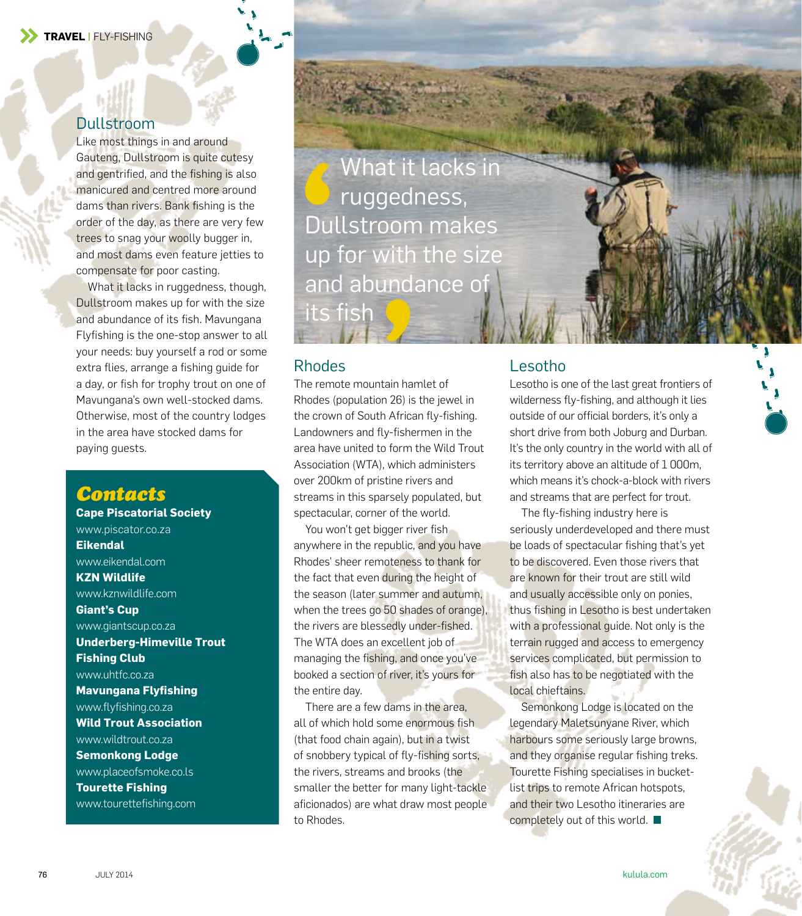## Dullstroom

Like most things in and around Gauteng, Dullstroom is quite cutesy and gentrified, and the fishing is also manicured and centred more around dams than rivers. Bank fishing is the order of the day, as there are very few trees to snag your woolly bugger in, and most dams even feature jetties to compensate for poor casting.

What it lacks in ruggedness, though, Dullstroom makes up for with the size and abundance of its fish. Mavungana Flyfishing is the one-stop answer to all your needs: buy yourself a rod or some extra flies, arrange a fishing guide for a day, or fish for trophy trout on one of Mavungana's own well-stocked dams. Otherwise, most of the country lodges in the area have stocked dams for paying guests.

> What it lacks in ruggedness, Dullstroom makes up for with the size and abundance of its fish

## Contacts

**Cape Piscatorial Society**
www.piscator.co.za

**Eikendal**
www.eikendal.com

**KZN Wildlife**
www.kznwildlife.com

**Giant's Cup**
www.giantscup.co.za

**Underberg-Himeville Trout Fishing Club**
www.uhtfc.co.za

**Mavungana Flyfishing**
www.flyfishing.co.za

**Wild Trout Association**
www.wildtrout.co.za

**Semonkong Lodge**
www.placeofsmoke.co.ls

**Tourette Fishing**
www.tourettefishing.com

## Rhodes

The remote mountain hamlet of Rhodes (population 26) is the jewel in the crown of South African fly-fishing. Landowners and fly-fishermen in the area have united to form the Wild Trout Association (WTA), which administers over 200km of pristine rivers and streams in this sparsely populated, but spectacular, corner of the world.

You won't get bigger river fish anywhere in the republic, and you have Rhodes' sheer remoteness to thank for the fact that even during the height of the season (later summer and autumn, when the trees go 50 shades of orange), the rivers are blessedly under-fished. The WTA does an excellent job of managing the fishing, and once you've booked a section of river, it's yours for the entire day.

There are a few dams in the area, all of which hold some enormous fish (that food chain again), but in a twist of snobbery typical of fly-fishing sorts, the rivers, streams and brooks (the smaller the better for many light-tackle aficionados) are what draw most people to Rhodes.

## Lesotho

Lesotho is one of the last great frontiers of wilderness fly-fishing, and although it lies outside of our official borders, it's only a short drive from both Joburg and Durban. It's the only country in the world with all of its territory above an altitude of 1 000m, which means it's chock-a-block with rivers and streams that are perfect for trout.

The fly-fishing industry here is seriously underdeveloped and there must be loads of spectacular fishing that's yet to be discovered. Even those rivers that are known for their trout are still wild and usually accessible only on ponies, thus fishing in Lesotho is best undertaken with a professional guide. Not only is the terrain rugged and access to emergency services complicated, but permission to fish also has to be negotiated with the local chieftains.

Semonkong Lodge is located on the legendary Maletsunyane River, which harbours some seriously large browns, and they organise regular fishing treks. Tourette Fishing specialises in bucket-list trips to remote African hotspots, and their two Lesotho itineraries are completely out of this world. ■